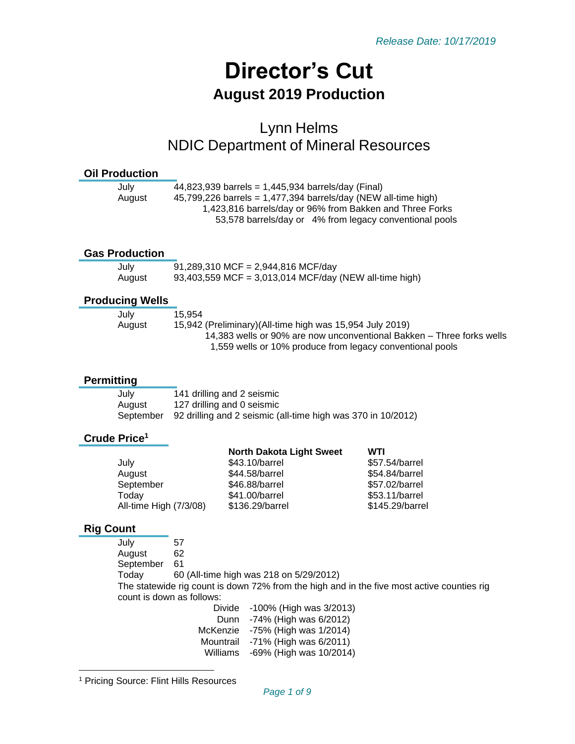*Release Date: 10/17/2019*

# Director's Cut

## August 2019 Production

Lynn Helms
NDIC Department of Mineral Resources

### Oil Production

| | |
|---|---|
| July | 44,823,939 barrels = 1,445,934 barrels/day (Final) |
| August | 45,799,226 barrels = 1,477,394 barrels/day (NEW all-time high) |
| | 1,423,816 barrels/day or 96% from Bakken and Three Forks |
| | 53,578 barrels/day or 4% from legacy conventional pools |

### Gas Production

| | |
|---|---|
| July | 91,289,310 MCF = 2,944,816 MCF/day |
| August | 93,403,559 MCF = 3,013,014 MCF/day (NEW all-time high) |

### Producing Wells

| | |
|---|---|
| July | 15,954 |
| August | 15,942 (Preliminary)(All-time high was 15,954 July 2019) |
| | 14,383 wells or 90% are now unconventional Bakken – Three forks wells |
| | 1,559 wells or 10% produce from legacy conventional pools |

### Permitting

| | |
|---|---|
| July | 141 drilling and 2 seismic |
| August | 127 drilling and 0 seismic |
| September | 92 drilling and 2 seismic (all-time high was 370 in 10/2012) |

### Crude Price[1]

| | North Dakota Light Sweet | WTI |
|---|---|---|
| July | $43.10/barrel | $57.54/barrel |
| August | $44.58/barrel | $54.84/barrel |
| September | $46.88/barrel | $57.02/barrel |
| Today | $41.00/barrel | $53.11/barrel |
| All-time High (7/3/08) | $136.29/barrel | $145.29/barrel |

### Rig Count

| | |
|---|---|
| July | 57 |
| August | 62 |
| September | 61 |
| Today | 60 (All-time high was 218 on 5/29/2012) |

The statewide rig count is down 72% from the high and in the five most active counties rig count is down as follows:

| | |
|---|---|
| Divide | -100% (High was 3/2013) |
| Dunn | -74% (High was 6/2012) |
| McKenzie | -75% (High was 1/2014) |
| Mountrail | -71% (High was 6/2011) |
| Williams | -69% (High was 10/2014) |

[1] Pricing Source: Flint Hills Resources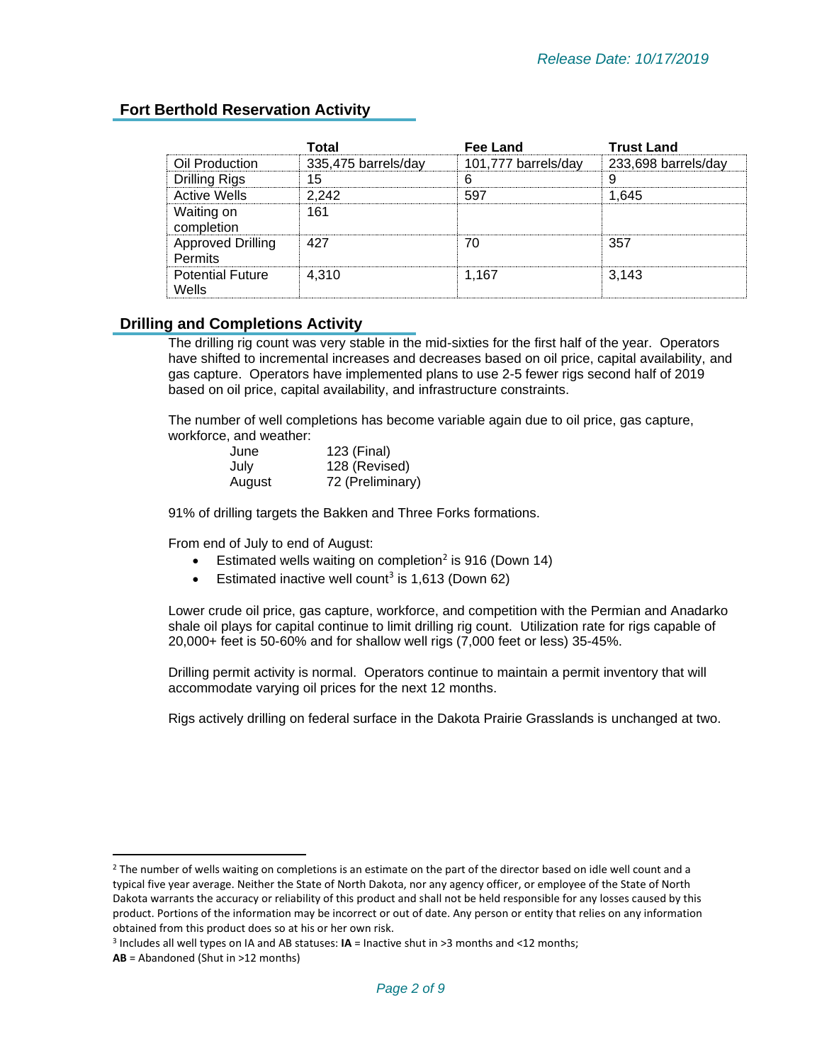## Fort Berthold Reservation Activity

| | Total | Fee Land | Trust Land |
|---|---|---|---|
| Oil Production | 335,475 barrels/day | 101,777 barrels/day | 233,698 barrels/day |
| Drilling Rigs | 15 | 6 | 9 |
| Active Wells | 2,242 | 597 | 1,645 |
| Waiting on completion | 161 | | |
| Approved Drilling Permits | 427 | 70 | 357 |
| Potential Future Wells | 4,310 | 1,167 | 3,143 |

## Drilling and Completions Activity

The drilling rig count was very stable in the mid-sixties for the first half of the year. Operators have shifted to incremental increases and decreases based on oil price, capital availability, and gas capture. Operators have implemented plans to use 2-5 fewer rigs second half of 2019 based on oil price, capital availability, and infrastructure constraints.

The number of well completions has become variable again due to oil price, gas capture, workforce, and weather:

| | |
|---|---|
| June | 123 (Final) |
| July | 128 (Revised) |
| August | 72 (Preliminary) |

91% of drilling targets the Bakken and Three Forks formations.

From end of July to end of August:

- Estimated wells waiting on completion[2] is 916 (Down 14)
- Estimated inactive well count[3] is 1,613 (Down 62)

Lower crude oil price, gas capture, workforce, and competition with the Permian and Anadarko shale oil plays for capital continue to limit drilling rig count. Utilization rate for rigs capable of 20,000+ feet is 50-60% and for shallow well rigs (7,000 feet or less) 35-45%.

Drilling permit activity is normal. Operators continue to maintain a permit inventory that will accommodate varying oil prices for the next 12 months.

Rigs actively drilling on federal surface in the Dakota Prairie Grasslands is unchanged at two.

---

[2] The number of wells waiting on completions is an estimate on the part of the director based on idle well count and a typical five year average. Neither the State of North Dakota, nor any agency officer, or employee of the State of North Dakota warrants the accuracy or reliability of this product and shall not be held responsible for any losses caused by this product. Portions of the information may be incorrect or out of date. Any person or entity that relies on any information obtained from this product does so at his or her own risk.

[3] Includes all well types on IA and AB statuses: **IA** = Inactive shut in >3 months and <12 months; **AB** = Abandoned (Shut in >12 months)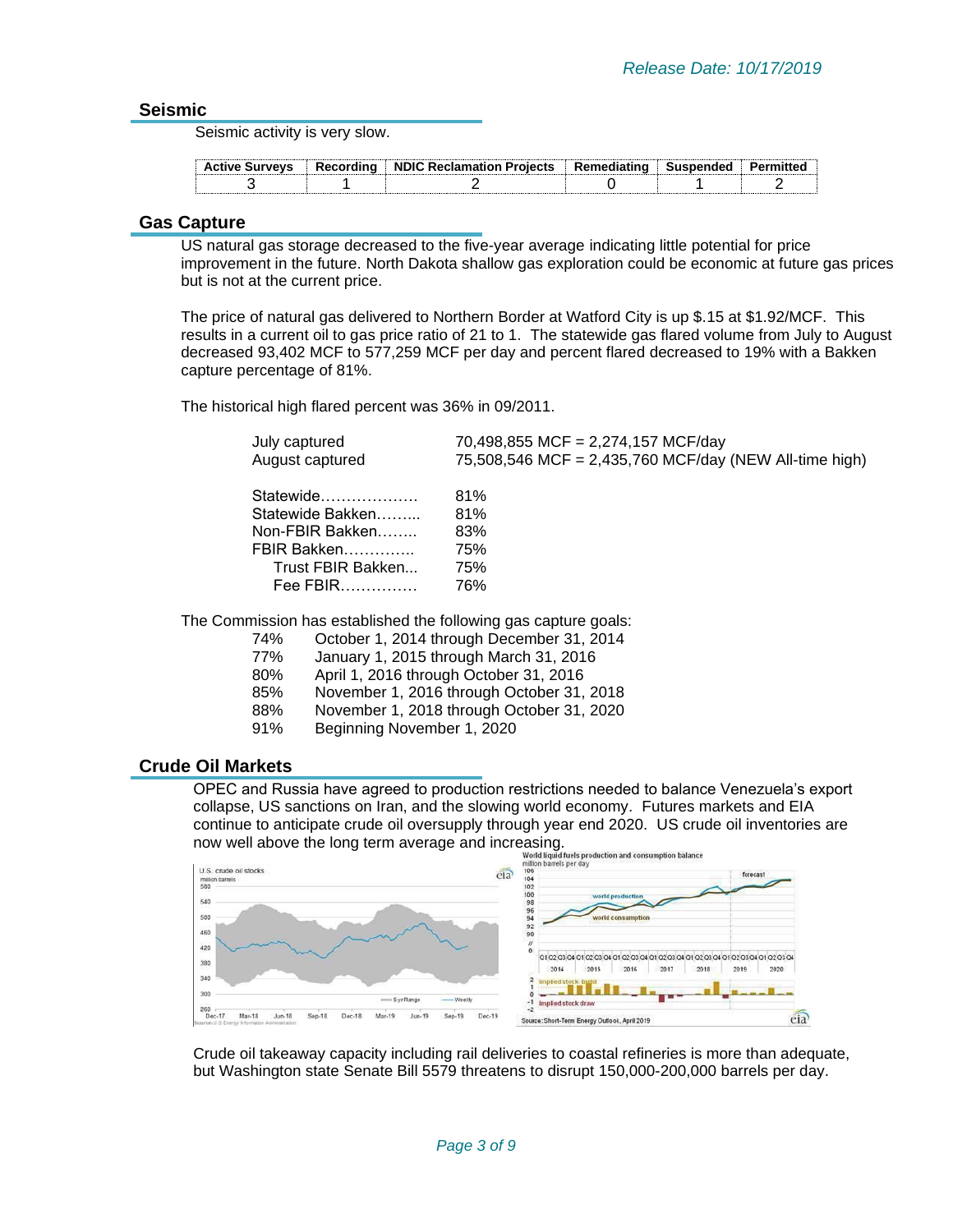*Release Date: 10/17/2019*

## Seismic

Seismic activity is very slow.

| Active Surveys | Recording | NDIC Reclamation Projects | Remediating | Suspended | Permitted |
|---|---|---|---|---|---|
| 3 | 1 | 2 | 0 | 1 | 2 |

## Gas Capture

US natural gas storage decreased to the five-year average indicating little potential for price improvement in the future. North Dakota shallow gas exploration could be economic at future gas prices but is not at the current price.

The price of natural gas delivered to Northern Border at Watford City is up $.15 at $1.92/MCF. This results in a current oil to gas price ratio of 21 to 1. The statewide gas flared volume from July to August decreased 93,402 MCF to 577,259 MCF per day and percent flared decreased to 19% with a Bakken capture percentage of 81%.

The historical high flared percent was 36% in 09/2011.

July captured 70,498,855 MCF = 2,274,157 MCF/day
August captured 75,508,546 MCF = 2,435,760 MCF/day (NEW All-time high)

Statewide………………. 81%
Statewide Bakken……... 81%
Non-FBIR Bakken…….. 83%
FBIR Bakken………….. 75%
Trust FBIR Bakken... 75%
Fee FBIR…………… 76%

The Commission has established the following gas capture goals:

74% October 1, 2014 through December 31, 2014
77% January 1, 2015 through March 31, 2016
80% April 1, 2016 through October 31, 2016
85% November 1, 2016 through October 31, 2018
88% November 1, 2018 through October 31, 2020
91% Beginning November 1, 2020

## Crude Oil Markets

OPEC and Russia have agreed to production restrictions needed to balance Venezuela's export collapse, US sanctions on Iran, and the slowing world economy. Futures markets and EIA continue to anticipate crude oil oversupply through year end 2020. US crude oil inventories are now well above the long term average and increasing.

Crude oil takeaway capacity including rail deliveries to coastal refineries is more than adequate, but Washington state Senate Bill 5579 threatens to disrupt 150,000-200,000 barrels per day.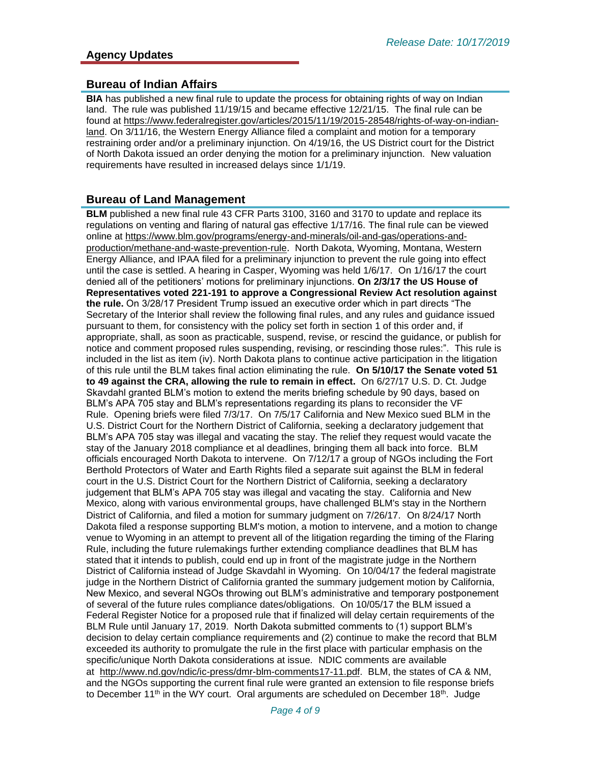*Release Date: 10/17/2019*

## Agency Updates

### Bureau of Indian Affairs

**BIA** has published a new final rule to update the process for obtaining rights of way on Indian land. The rule was published 11/19/15 and became effective 12/21/15. The final rule can be found at https://www.federalregister.gov/articles/2015/11/19/2015-28548/rights-of-way-on-indian-land. On 3/11/16, the Western Energy Alliance filed a complaint and motion for a temporary restraining order and/or a preliminary injunction. On 4/19/16, the US District court for the District of North Dakota issued an order denying the motion for a preliminary injunction. New valuation requirements have resulted in increased delays since 1/1/19.

### Bureau of Land Management

**BLM** published a new final rule 43 CFR Parts 3100, 3160 and 3170 to update and replace its regulations on venting and flaring of natural gas effective 1/17/16. The final rule can be viewed online at https://www.blm.gov/programs/energy-and-minerals/oil-and-gas/operations-and-production/methane-and-waste-prevention-rule. North Dakota, Wyoming, Montana, Western Energy Alliance, and IPAA filed for a preliminary injunction to prevent the rule going into effect until the case is settled. A hearing in Casper, Wyoming was held 1/6/17. On 1/16/17 the court denied all of the petitioners' motions for preliminary injunctions. **On 2/3/17 the US House of Representatives voted 221-191 to approve a Congressional Review Act resolution against the rule.** On 3/28/17 President Trump issued an executive order which in part directs "The Secretary of the Interior shall review the following final rules, and any rules and guidance issued pursuant to them, for consistency with the policy set forth in section 1 of this order and, if appropriate, shall, as soon as practicable, suspend, revise, or rescind the guidance, or publish for notice and comment proposed rules suspending, revising, or rescinding those rules:". This rule is included in the list as item (iv). North Dakota plans to continue active participation in the litigation of this rule until the BLM takes final action eliminating the rule. **On 5/10/17 the Senate voted 51 to 49 against the CRA, allowing the rule to remain in effect.** On 6/27/17 U.S. D. Ct. Judge Skavdahl granted BLM's motion to extend the merits briefing schedule by 90 days, based on BLM's APA 705 stay and BLM's representations regarding its plans to reconsider the VF Rule. Opening briefs were filed 7/3/17. On 7/5/17 California and New Mexico sued BLM in the U.S. District Court for the Northern District of California, seeking a declaratory judgement that BLM's APA 705 stay was illegal and vacating the stay. The relief they request would vacate the stay of the January 2018 compliance et al deadlines, bringing them all back into force. BLM officials encouraged North Dakota to intervene. On 7/12/17 a group of NGOs including the Fort Berthold Protectors of Water and Earth Rights filed a separate suit against the BLM in federal court in the U.S. District Court for the Northern District of California, seeking a declaratory judgement that BLM's APA 705 stay was illegal and vacating the stay. California and New Mexico, along with various environmental groups, have challenged BLM's stay in the Northern District of California, and filed a motion for summary judgment on 7/26/17. On 8/24/17 North Dakota filed a response supporting BLM's motion, a motion to intervene, and a motion to change venue to Wyoming in an attempt to prevent all of the litigation regarding the timing of the Flaring Rule, including the future rulemakings further extending compliance deadlines that BLM has stated that it intends to publish, could end up in front of the magistrate judge in the Northern District of California instead of Judge Skavdahl in Wyoming. On 10/04/17 the federal magistrate judge in the Northern District of California granted the summary judgement motion by California, New Mexico, and several NGOs throwing out BLM's administrative and temporary postponement of several of the future rules compliance dates/obligations. On 10/05/17 the BLM issued a Federal Register Notice for a proposed rule that if finalized will delay certain requirements of the BLM Rule until January 17, 2019. North Dakota submitted comments to (1) support BLM's decision to delay certain compliance requirements and (2) continue to make the record that BLM exceeded its authority to promulgate the rule in the first place with particular emphasis on the specific/unique North Dakota considerations at issue. NDIC comments are available at http://www.nd.gov/ndic/ic-press/dmr-blm-comments17-11.pdf. BLM, the states of CA & NM, and the NGOs supporting the current final rule were granted an extension to file response briefs to December 11th in the WY court. Oral arguments are scheduled on December 18th. Judge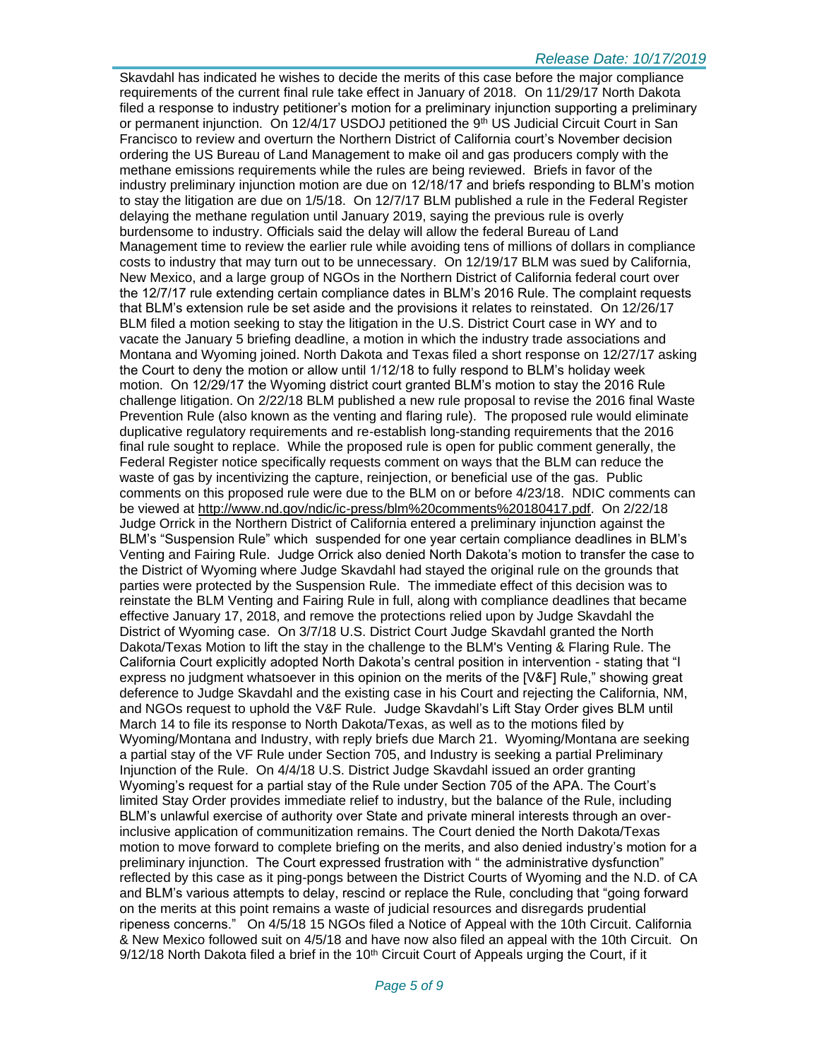Skavdahl has indicated he wishes to decide the merits of this case before the major compliance requirements of the current final rule take effect in January of 2018. On 11/29/17 North Dakota filed a response to industry petitioner's motion for a preliminary injunction supporting a preliminary or permanent injunction. On 12/4/17 USDOJ petitioned the 9th US Judicial Circuit Court in San Francisco to review and overturn the Northern District of California court's November decision ordering the US Bureau of Land Management to make oil and gas producers comply with the methane emissions requirements while the rules are being reviewed. Briefs in favor of the industry preliminary injunction motion are due on 12/18/17 and briefs responding to BLM's motion to stay the litigation are due on 1/5/18. On 12/7/17 BLM published a rule in the Federal Register delaying the methane regulation until January 2019, saying the previous rule is overly burdensome to industry. Officials said the delay will allow the federal Bureau of Land Management time to review the earlier rule while avoiding tens of millions of dollars in compliance costs to industry that may turn out to be unnecessary. On 12/19/17 BLM was sued by California, New Mexico, and a large group of NGOs in the Northern District of California federal court over the 12/7/17 rule extending certain compliance dates in BLM's 2016 Rule. The complaint requests that BLM's extension rule be set aside and the provisions it relates to reinstated. On 12/26/17 BLM filed a motion seeking to stay the litigation in the U.S. District Court case in WY and to vacate the January 5 briefing deadline, a motion in which the industry trade associations and Montana and Wyoming joined. North Dakota and Texas filed a short response on 12/27/17 asking the Court to deny the motion or allow until 1/12/18 to fully respond to BLM's holiday week motion. On 12/29/17 the Wyoming district court granted BLM's motion to stay the 2016 Rule challenge litigation. On 2/22/18 BLM published a new rule proposal to revise the 2016 final Waste Prevention Rule (also known as the venting and flaring rule). The proposed rule would eliminate duplicative regulatory requirements and re-establish long-standing requirements that the 2016 final rule sought to replace. While the proposed rule is open for public comment generally, the Federal Register notice specifically requests comment on ways that the BLM can reduce the waste of gas by incentivizing the capture, reinjection, or beneficial use of the gas. Public comments on this proposed rule were due to the BLM on or before 4/23/18. NDIC comments can be viewed at http://www.nd.gov/ndic/ic-press/blm%20comments%20180417.pdf. On 2/22/18 Judge Orrick in the Northern District of California entered a preliminary injunction against the BLM's "Suspension Rule" which suspended for one year certain compliance deadlines in BLM's Venting and Fairing Rule. Judge Orrick also denied North Dakota's motion to transfer the case to the District of Wyoming where Judge Skavdahl had stayed the original rule on the grounds that parties were protected by the Suspension Rule. The immediate effect of this decision was to reinstate the BLM Venting and Fairing Rule in full, along with compliance deadlines that became effective January 17, 2018, and remove the protections relied upon by Judge Skavdahl the District of Wyoming case. On 3/7/18 U.S. District Court Judge Skavdahl granted the North Dakota/Texas Motion to lift the stay in the challenge to the BLM's Venting & Flaring Rule. The California Court explicitly adopted North Dakota's central position in intervention - stating that "I express no judgment whatsoever in this opinion on the merits of the [V&F] Rule," showing great deference to Judge Skavdahl and the existing case in his Court and rejecting the California, NM, and NGOs request to uphold the V&F Rule. Judge Skavdahl's Lift Stay Order gives BLM until March 14 to file its response to North Dakota/Texas, as well as to the motions filed by Wyoming/Montana and Industry, with reply briefs due March 21. Wyoming/Montana are seeking a partial stay of the VF Rule under Section 705, and Industry is seeking a partial Preliminary Injunction of the Rule. On 4/4/18 U.S. District Judge Skavdahl issued an order granting Wyoming's request for a partial stay of the Rule under Section 705 of the APA. The Court's limited Stay Order provides immediate relief to industry, but the balance of the Rule, including BLM's unlawful exercise of authority over State and private mineral interests through an over-inclusive application of communitization remains. The Court denied the North Dakota/Texas motion to move forward to complete briefing on the merits, and also denied industry's motion for a preliminary injunction. The Court expressed frustration with " the administrative dysfunction" reflected by this case as it ping-pongs between the District Courts of Wyoming and the N.D. of CA and BLM's various attempts to delay, rescind or replace the Rule, concluding that "going forward on the merits at this point remains a waste of judicial resources and disregards prudential ripeness concerns." On 4/5/18 15 NGOs filed a Notice of Appeal with the 10th Circuit. California & New Mexico followed suit on 4/5/18 and have now also filed an appeal with the 10th Circuit. On 9/12/18 North Dakota filed a brief in the 10th Circuit Court of Appeals urging the Court, if it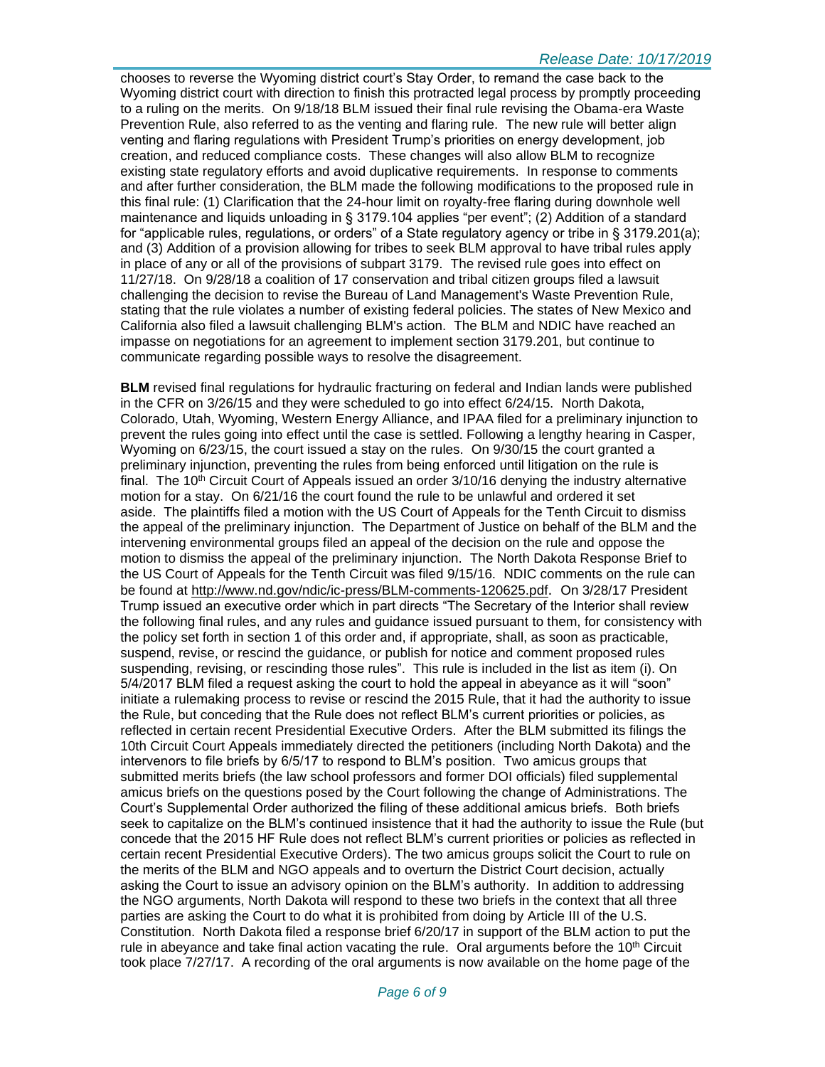chooses to reverse the Wyoming district court's Stay Order, to remand the case back to the Wyoming district court with direction to finish this protracted legal process by promptly proceeding to a ruling on the merits. On 9/18/18 BLM issued their final rule revising the Obama-era Waste Prevention Rule, also referred to as the venting and flaring rule. The new rule will better align venting and flaring regulations with President Trump's priorities on energy development, job creation, and reduced compliance costs. These changes will also allow BLM to recognize existing state regulatory efforts and avoid duplicative requirements. In response to comments and after further consideration, the BLM made the following modifications to the proposed rule in this final rule: (1) Clarification that the 24-hour limit on royalty-free flaring during downhole well maintenance and liquids unloading in § 3179.104 applies "per event"; (2) Addition of a standard for "applicable rules, regulations, or orders" of a State regulatory agency or tribe in § 3179.201(a); and (3) Addition of a provision allowing for tribes to seek BLM approval to have tribal rules apply in place of any or all of the provisions of subpart 3179. The revised rule goes into effect on 11/27/18. On 9/28/18 a coalition of 17 conservation and tribal citizen groups filed a lawsuit challenging the decision to revise the Bureau of Land Management's Waste Prevention Rule, stating that the rule violates a number of existing federal policies. The states of New Mexico and California also filed a lawsuit challenging BLM's action. The BLM and NDIC have reached an impasse on negotiations for an agreement to implement section 3179.201, but continue to communicate regarding possible ways to resolve the disagreement.

**BLM** revised final regulations for hydraulic fracturing on federal and Indian lands were published in the CFR on 3/26/15 and they were scheduled to go into effect 6/24/15. North Dakota, Colorado, Utah, Wyoming, Western Energy Alliance, and IPAA filed for a preliminary injunction to prevent the rules going into effect until the case is settled. Following a lengthy hearing in Casper, Wyoming on 6/23/15, the court issued a stay on the rules. On 9/30/15 the court granted a preliminary injunction, preventing the rules from being enforced until litigation on the rule is final. The 10th Circuit Court of Appeals issued an order 3/10/16 denying the industry alternative motion for a stay. On 6/21/16 the court found the rule to be unlawful and ordered it set aside. The plaintiffs filed a motion with the US Court of Appeals for the Tenth Circuit to dismiss the appeal of the preliminary injunction. The Department of Justice on behalf of the BLM and the intervening environmental groups filed an appeal of the decision on the rule and oppose the motion to dismiss the appeal of the preliminary injunction. The North Dakota Response Brief to the US Court of Appeals for the Tenth Circuit was filed 9/15/16. NDIC comments on the rule can be found at http://www.nd.gov/ndic/ic-press/BLM-comments-120625.pdf. On 3/28/17 President Trump issued an executive order which in part directs "The Secretary of the Interior shall review the following final rules, and any rules and guidance issued pursuant to them, for consistency with the policy set forth in section 1 of this order and, if appropriate, shall, as soon as practicable, suspend, revise, or rescind the guidance, or publish for notice and comment proposed rules suspending, revising, or rescinding those rules". This rule is included in the list as item (i). On 5/4/2017 BLM filed a request asking the court to hold the appeal in abeyance as it will "soon" initiate a rulemaking process to revise or rescind the 2015 Rule, that it had the authority to issue the Rule, but conceding that the Rule does not reflect BLM's current priorities or policies, as reflected in certain recent Presidential Executive Orders. After the BLM submitted its filings the 10th Circuit Court Appeals immediately directed the petitioners (including North Dakota) and the intervenors to file briefs by 6/5/17 to respond to BLM's position. Two amicus groups that submitted merits briefs (the law school professors and former DOI officials) filed supplemental amicus briefs on the questions posed by the Court following the change of Administrations. The Court's Supplemental Order authorized the filing of these additional amicus briefs. Both briefs seek to capitalize on the BLM's continued insistence that it had the authority to issue the Rule (but concede that the 2015 HF Rule does not reflect BLM's current priorities or policies as reflected in certain recent Presidential Executive Orders). The two amicus groups solicit the Court to rule on the merits of the BLM and NGO appeals and to overturn the District Court decision, actually asking the Court to issue an advisory opinion on the BLM's authority. In addition to addressing the NGO arguments, North Dakota will respond to these two briefs in the context that all three parties are asking the Court to do what it is prohibited from doing by Article III of the U.S. Constitution. North Dakota filed a response brief 6/20/17 in support of the BLM action to put the rule in abeyance and take final action vacating the rule. Oral arguments before the 10th Circuit took place 7/27/17. A recording of the oral arguments is now available on the home page of the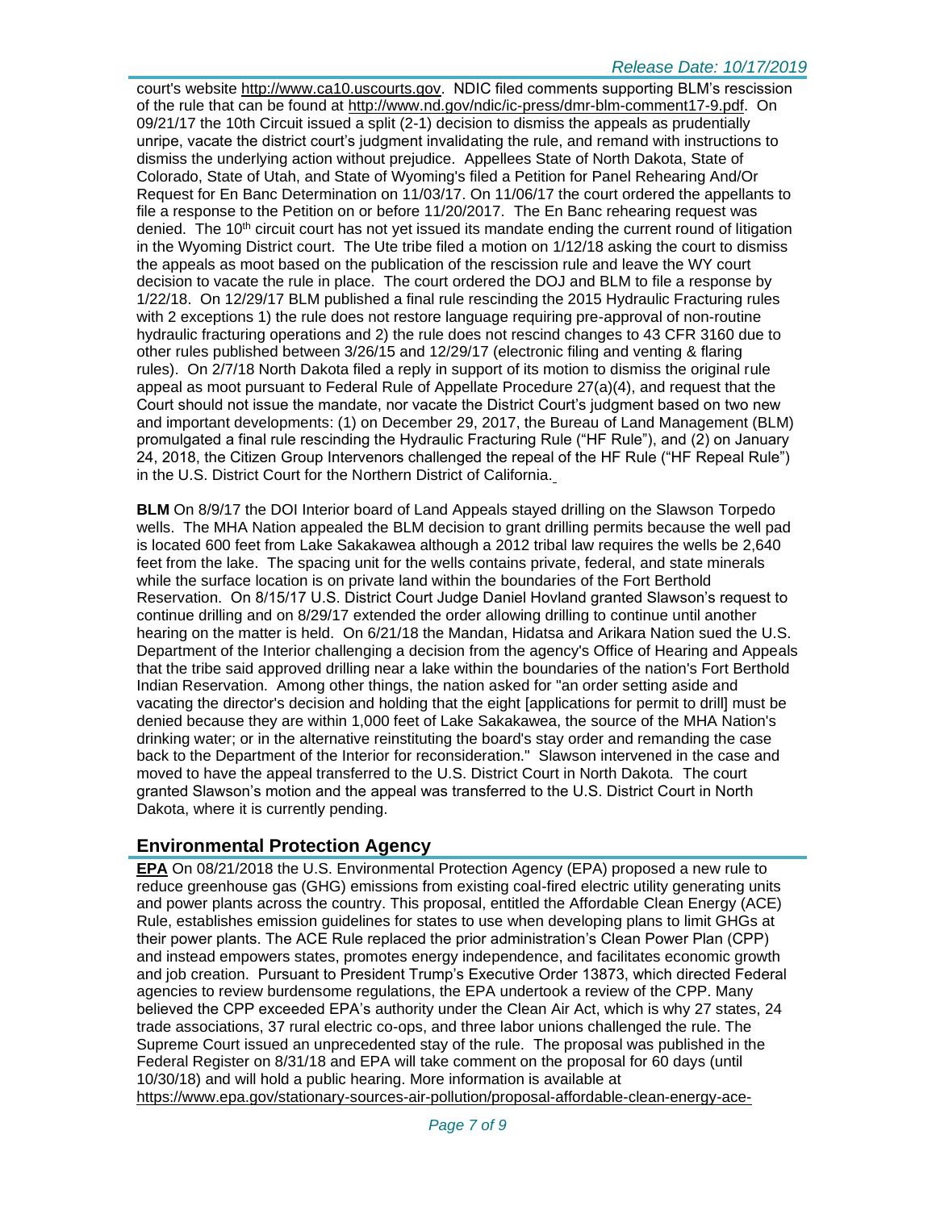court's website http://www.ca10.uscourts.gov. NDIC filed comments supporting BLM's rescission of the rule that can be found at http://www.nd.gov/ndic/ic-press/dmr-blm-comment17-9.pdf. On 09/21/17 the 10th Circuit issued a split (2-1) decision to dismiss the appeals as prudentially unripe, vacate the district court's judgment invalidating the rule, and remand with instructions to dismiss the underlying action without prejudice. Appellees State of North Dakota, State of Colorado, State of Utah, and State of Wyoming's filed a Petition for Panel Rehearing And/Or Request for En Banc Determination on 11/03/17. On 11/06/17 the court ordered the appellants to file a response to the Petition on or before 11/20/2017. The En Banc rehearing request was denied. The 10th circuit court has not yet issued its mandate ending the current round of litigation in the Wyoming District court. The Ute tribe filed a motion on 1/12/18 asking the court to dismiss the appeals as moot based on the publication of the rescission rule and leave the WY court decision to vacate the rule in place. The court ordered the DOJ and BLM to file a response by 1/22/18. On 12/29/17 BLM published a final rule rescinding the 2015 Hydraulic Fracturing rules with 2 exceptions 1) the rule does not restore language requiring pre-approval of non-routine hydraulic fracturing operations and 2) the rule does not rescind changes to 43 CFR 3160 due to other rules published between 3/26/15 and 12/29/17 (electronic filing and venting & flaring rules). On 2/7/18 North Dakota filed a reply in support of its motion to dismiss the original rule appeal as moot pursuant to Federal Rule of Appellate Procedure 27(a)(4), and request that the Court should not issue the mandate, nor vacate the District Court's judgment based on two new and important developments: (1) on December 29, 2017, the Bureau of Land Management (BLM) promulgated a final rule rescinding the Hydraulic Fracturing Rule ("HF Rule"), and (2) on January 24, 2018, the Citizen Group Intervenors challenged the repeal of the HF Rule ("HF Repeal Rule") in the U.S. District Court for the Northern District of California.

**BLM** On 8/9/17 the DOI Interior board of Land Appeals stayed drilling on the Slawson Torpedo wells. The MHA Nation appealed the BLM decision to grant drilling permits because the well pad is located 600 feet from Lake Sakakawea although a 2012 tribal law requires the wells be 2,640 feet from the lake. The spacing unit for the wells contains private, federal, and state minerals while the surface location is on private land within the boundaries of the Fort Berthold Reservation. On 8/15/17 U.S. District Court Judge Daniel Hovland granted Slawson's request to continue drilling and on 8/29/17 extended the order allowing drilling to continue until another hearing on the matter is held. On 6/21/18 the Mandan, Hidatsa and Arikara Nation sued the U.S. Department of the Interior challenging a decision from the agency's Office of Hearing and Appeals that the tribe said approved drilling near a lake within the boundaries of the nation's Fort Berthold Indian Reservation. Among other things, the nation asked for "an order setting aside and vacating the director's decision and holding that the eight [applications for permit to drill] must be denied because they are within 1,000 feet of Lake Sakakawea, the source of the MHA Nation's drinking water; or in the alternative reinstituting the board's stay order and remanding the case back to the Department of the Interior for reconsideration." Slawson intervened in the case and moved to have the appeal transferred to the U.S. District Court in North Dakota. The court granted Slawson's motion and the appeal was transferred to the U.S. District Court in North Dakota, where it is currently pending.

## Environmental Protection Agency

**EPA** On 08/21/2018 the U.S. Environmental Protection Agency (EPA) proposed a new rule to reduce greenhouse gas (GHG) emissions from existing coal-fired electric utility generating units and power plants across the country. This proposal, entitled the Affordable Clean Energy (ACE) Rule, establishes emission guidelines for states to use when developing plans to limit GHGs at their power plants. The ACE Rule replaced the prior administration's Clean Power Plan (CPP) and instead empowers states, promotes energy independence, and facilitates economic growth and job creation. Pursuant to President Trump's Executive Order 13873, which directed Federal agencies to review burdensome regulations, the EPA undertook a review of the CPP. Many believed the CPP exceeded EPA's authority under the Clean Air Act, which is why 27 states, 24 trade associations, 37 rural electric co-ops, and three labor unions challenged the rule. The Supreme Court issued an unprecedented stay of the rule. The proposal was published in the Federal Register on 8/31/18 and EPA will take comment on the proposal for 60 days (until 10/30/18) and will hold a public hearing. More information is available at https://www.epa.gov/stationary-sources-air-pollution/proposal-affordable-clean-energy-ace-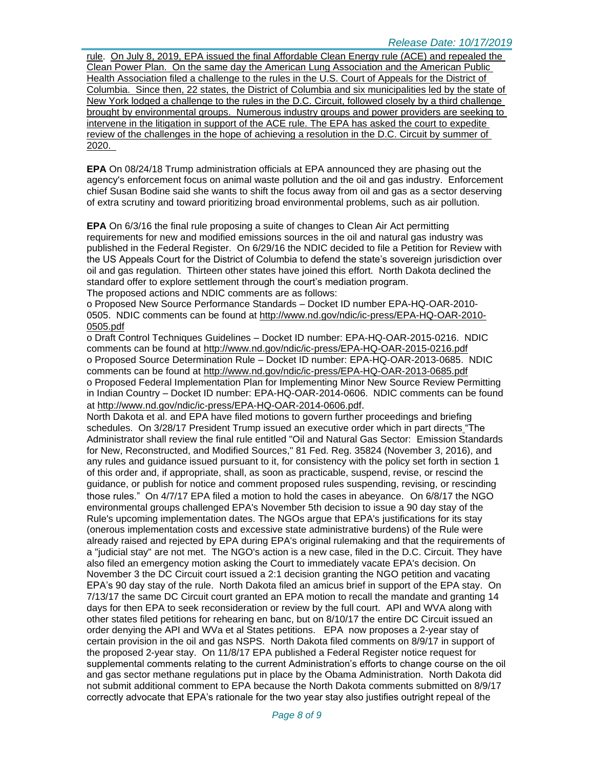rule. On July 8, 2019, EPA issued the final Affordable Clean Energy rule (ACE) and repealed the Clean Power Plan. On the same day the American Lung Association and the American Public Health Association filed a challenge to the rules in the U.S. Court of Appeals for the District of Columbia. Since then, 22 states, the District of Columbia and six municipalities led by the state of New York lodged a challenge to the rules in the D.C. Circuit, followed closely by a third challenge brought by environmental groups. Numerous industry groups and power providers are seeking to intervene in the litigation in support of the ACE rule. The EPA has asked the court to expedite review of the challenges in the hope of achieving a resolution in the D.C. Circuit by summer of 2020.

**EPA** On 08/24/18 Trump administration officials at EPA announced they are phasing out the agency's enforcement focus on animal waste pollution and the oil and gas industry. Enforcement chief Susan Bodine said she wants to shift the focus away from oil and gas as a sector deserving of extra scrutiny and toward prioritizing broad environmental problems, such as air pollution.

**EPA** On 6/3/16 the final rule proposing a suite of changes to Clean Air Act permitting requirements for new and modified emissions sources in the oil and natural gas industry was published in the Federal Register. On 6/29/16 the NDIC decided to file a Petition for Review with the US Appeals Court for the District of Columbia to defend the state's sovereign jurisdiction over oil and gas regulation. Thirteen other states have joined this effort. North Dakota declined the standard offer to explore settlement through the court's mediation program.
The proposed actions and NDIC comments are as follows:

o Proposed New Source Performance Standards – Docket ID number EPA-HQ-OAR-2010-0505. NDIC comments can be found at http://www.nd.gov/ndic/ic-press/EPA-HQ-OAR-2010-0505.pdf
o Draft Control Techniques Guidelines – Docket ID number: EPA-HQ-OAR-2015-0216. NDIC comments can be found at http://www.nd.gov/ndic/ic-press/EPA-HQ-OAR-2015-0216.pdf
o Proposed Source Determination Rule – Docket ID number: EPA-HQ-OAR-2013-0685. NDIC comments can be found at http://www.nd.gov/ndic/ic-press/EPA-HQ-OAR-2013-0685.pdf
o Proposed Federal Implementation Plan for Implementing Minor New Source Review Permitting in Indian Country – Docket ID number: EPA-HQ-OAR-2014-0606. NDIC comments can be found at http://www.nd.gov/ndic/ic-press/EPA-HQ-OAR-2014-0606.pdf.

North Dakota et al. and EPA have filed motions to govern further proceedings and briefing schedules. On 3/28/17 President Trump issued an executive order which in part directs "The Administrator shall review the final rule entitled "Oil and Natural Gas Sector: Emission Standards for New, Reconstructed, and Modified Sources," 81 Fed. Reg. 35824 (November 3, 2016), and any rules and guidance issued pursuant to it, for consistency with the policy set forth in section 1 of this order and, if appropriate, shall, as soon as practicable, suspend, revise, or rescind the guidance, or publish for notice and comment proposed rules suspending, revising, or rescinding those rules." On 4/7/17 EPA filed a motion to hold the cases in abeyance. On 6/8/17 the NGO environmental groups challenged EPA's November 5th decision to issue a 90 day stay of the Rule's upcoming implementation dates. The NGOs argue that EPA's justifications for its stay (onerous implementation costs and excessive state administrative burdens) of the Rule were already raised and rejected by EPA during EPA's original rulemaking and that the requirements of a "judicial stay" are not met. The NGO's action is a new case, filed in the D.C. Circuit. They have also filed an emergency motion asking the Court to immediately vacate EPA's decision. On November 3 the DC Circuit court issued a 2:1 decision granting the NGO petition and vacating EPA's 90 day stay of the rule. North Dakota filed an amicus brief in support of the EPA stay. On 7/13/17 the same DC Circuit court granted an EPA motion to recall the mandate and granting 14 days for then EPA to seek reconsideration or review by the full court. API and WVA along with other states filed petitions for rehearing en banc, but on 8/10/17 the entire DC Circuit issued an order denying the API and WVa et al States petitions. EPA now proposes a 2-year stay of certain provision in the oil and gas NSPS. North Dakota filed comments on 8/9/17 in support of the proposed 2-year stay. On 11/8/17 EPA published a Federal Register notice request for supplemental comments relating to the current Administration's efforts to change course on the oil and gas sector methane regulations put in place by the Obama Administration. North Dakota did not submit additional comment to EPA because the North Dakota comments submitted on 8/9/17 correctly advocate that EPA's rationale for the two year stay also justifies outright repeal of the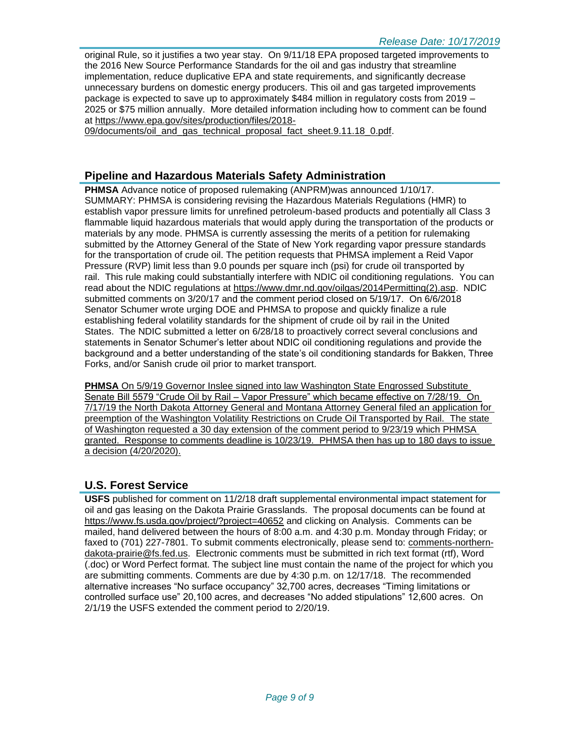original Rule, so it justifies a two year stay. On 9/11/18 EPA proposed targeted improvements to the 2016 New Source Performance Standards for the oil and gas industry that streamline implementation, reduce duplicative EPA and state requirements, and significantly decrease unnecessary burdens on domestic energy producers. This oil and gas targeted improvements package is expected to save up to approximately $484 million in regulatory costs from 2019 – 2025 or $75 million annually. More detailed information including how to comment can be found at https://www.epa.gov/sites/production/files/2018-09/documents/oil_and_gas_technical_proposal_fact_sheet.9.11.18_0.pdf.

## Pipeline and Hazardous Materials Safety Administration

**PHMSA** Advance notice of proposed rulemaking (ANPRM)was announced 1/10/17. SUMMARY: PHMSA is considering revising the Hazardous Materials Regulations (HMR) to establish vapor pressure limits for unrefined petroleum-based products and potentially all Class 3 flammable liquid hazardous materials that would apply during the transportation of the products or materials by any mode. PHMSA is currently assessing the merits of a petition for rulemaking submitted by the Attorney General of the State of New York regarding vapor pressure standards for the transportation of crude oil. The petition requests that PHMSA implement a Reid Vapor Pressure (RVP) limit less than 9.0 pounds per square inch (psi) for crude oil transported by rail. This rule making could substantially interfere with NDIC oil conditioning regulations. You can read about the NDIC regulations at https://www.dmr.nd.gov/oilgas/2014Permitting(2).asp. NDIC submitted comments on 3/20/17 and the comment period closed on 5/19/17. On 6/6/2018 Senator Schumer wrote urging DOE and PHMSA to propose and quickly finalize a rule establishing federal volatility standards for the shipment of crude oil by rail in the United States. The NDIC submitted a letter on 6/28/18 to proactively correct several conclusions and statements in Senator Schumer's letter about NDIC oil conditioning regulations and provide the background and a better understanding of the state's oil conditioning standards for Bakken, Three Forks, and/or Sanish crude oil prior to market transport.

**PHMSA** On 5/9/19 Governor Inslee signed into law Washington State Engrossed Substitute Senate Bill 5579 "Crude Oil by Rail – Vapor Pressure" which became effective on 7/28/19. On 7/17/19 the North Dakota Attorney General and Montana Attorney General filed an application for preemption of the Washington Volatility Restrictions on Crude Oil Transported by Rail. The state of Washington requested a 30 day extension of the comment period to 9/23/19 which PHMSA granted. Response to comments deadline is 10/23/19. PHMSA then has up to 180 days to issue a decision (4/20/2020).

## U.S. Forest Service

**USFS** published for comment on 11/2/18 draft supplemental environmental impact statement for oil and gas leasing on the Dakota Prairie Grasslands. The proposal documents can be found at https://www.fs.usda.gov/project/?project=40652 and clicking on Analysis. Comments can be mailed, hand delivered between the hours of 8:00 a.m. and 4:30 p.m. Monday through Friday; or faxed to (701) 227-7801. To submit comments electronically, please send to: comments-northern-dakota-prairie@fs.fed.us. Electronic comments must be submitted in rich text format (rtf), Word (.doc) or Word Perfect format. The subject line must contain the name of the project for which you are submitting comments. Comments are due by 4:30 p.m. on 12/17/18. The recommended alternative increases "No surface occupancy" 32,700 acres, decreases "Timing limitations or controlled surface use" 20,100 acres, and decreases "No added stipulations" 12,600 acres. On 2/1/19 the USFS extended the comment period to 2/20/19.